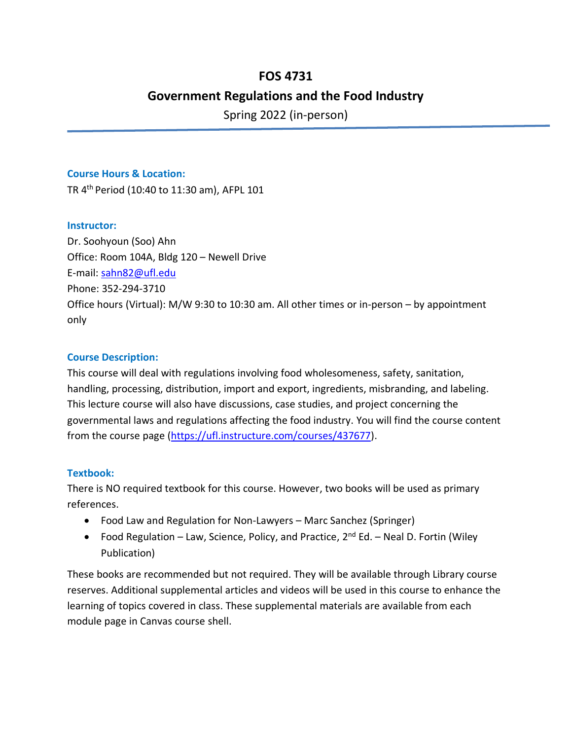# FOS 4731

## Government Regulations and the Food Industry

Spring 2022 (in-person)

### Course Hours & Location:

TR 4th Period (10:40 to 11:30 am), AFPL 101

### Instructor:

Dr. Soohyoun (Soo) Ahn
Office: Room 104A, Bldg 120 – Newell Drive
E-mail: sahn82@ufl.edu
Phone: 352-294-3710
Office hours (Virtual): M/W 9:30 to 10:30 am. All other times or in-person – by appointment only

### Course Description:

This course will deal with regulations involving food wholesomeness, safety, sanitation, handling, processing, distribution, import and export, ingredients, misbranding, and labeling. This lecture course will also have discussions, case studies, and project concerning the governmental laws and regulations affecting the food industry. You will find the course content from the course page (https://ufl.instructure.com/courses/437677).

### Textbook:

There is NO required textbook for this course. However, two books will be used as primary references.

- Food Law and Regulation for Non-Lawyers – Marc Sanchez (Springer)
- Food Regulation – Law, Science, Policy, and Practice, 2nd Ed. – Neal D. Fortin (Wiley Publication)

These books are recommended but not required. They will be available through Library course reserves. Additional supplemental articles and videos will be used in this course to enhance the learning of topics covered in class. These supplemental materials are available from each module page in Canvas course shell.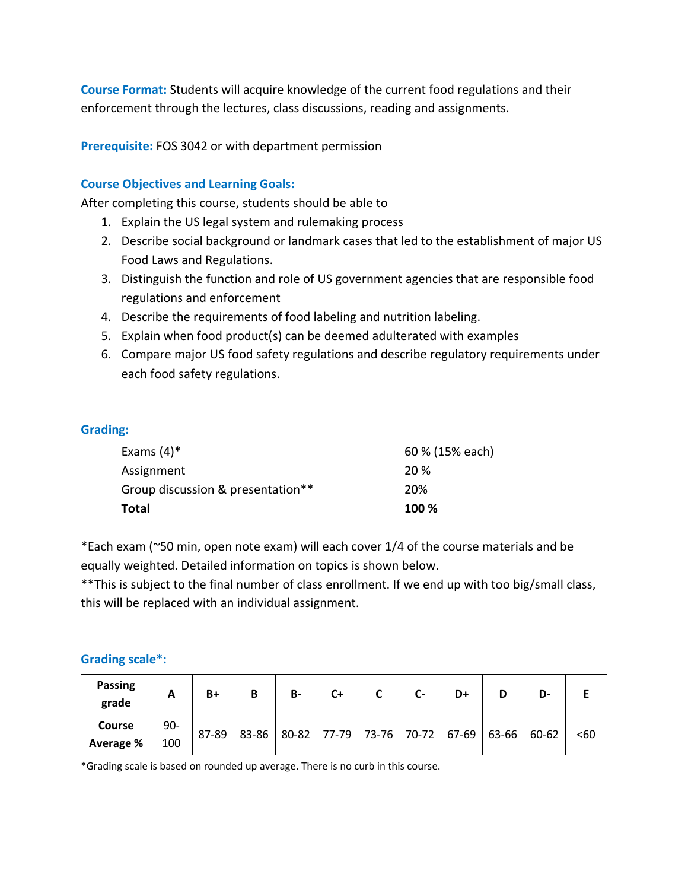**Course Format:** Students will acquire knowledge of the current food regulations and their enforcement through the lectures, class discussions, reading and assignments.

**Prerequisite:** FOS 3042 or with department permission

### Course Objectives and Learning Goals:

After completing this course, students should be able to

1. Explain the US legal system and rulemaking process
2. Describe social background or landmark cases that led to the establishment of major US Food Laws and Regulations.
3. Distinguish the function and role of US government agencies that are responsible food regulations and enforcement
4. Describe the requirements of food labeling and nutrition labeling.
5. Explain when food product(s) can be deemed adulterated with examples
6. Compare major US food safety regulations and describe regulatory requirements under each food safety regulations.

### Grading:

| | |
|---|---|
| Exams (4)* | 60 % (15% each) |
| Assignment | 20 % |
| Group discussion & presentation** | 20% |
| **Total** | **100 %** |

*Each exam (~50 min, open note exam) will each cover 1/4 of the course materials and be equally weighted. Detailed information on topics is shown below.

**This is subject to the final number of class enrollment. If we end up with too big/small class, this will be replaced with an individual assignment.

### Grading scale*:

| Passing grade | A | B+ | B | B- | C+ | C | C- | D+ | D | D- | E |
|---|---|---|---|---|---|---|---|---|---|---|---|
| Course Average % | 90-100 | 87-89 | 83-86 | 80-82 | 77-79 | 73-76 | 70-72 | 67-69 | 63-66 | 60-62 | <60 |

*Grading scale is based on rounded up average. There is no curb in this course.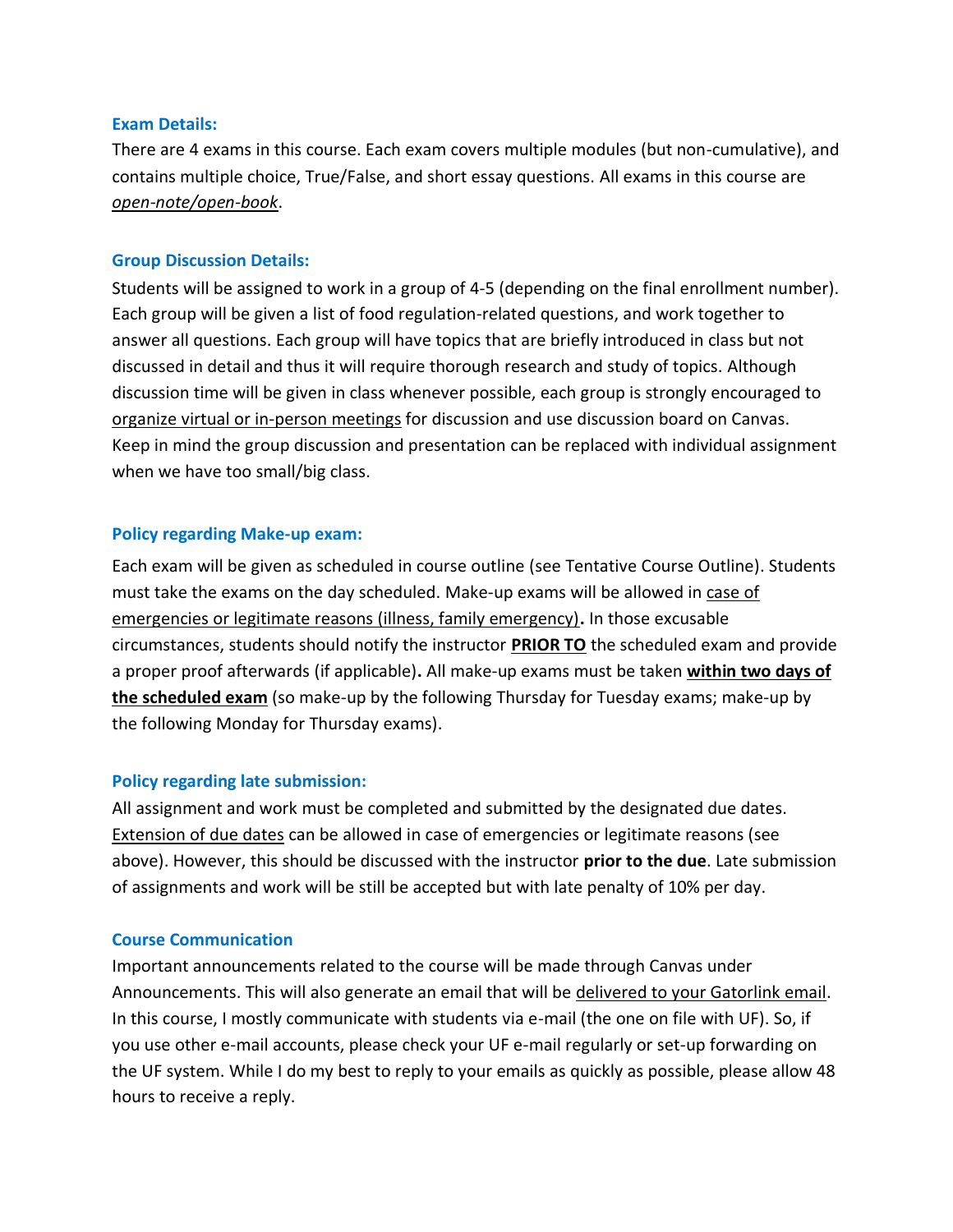### Exam Details:

There are 4 exams in this course. Each exam covers multiple modules (but non-cumulative), and contains multiple choice, True/False, and short essay questions. All exams in this course are *open-note/open-book*.

### Group Discussion Details:

Students will be assigned to work in a group of 4-5 (depending on the final enrollment number). Each group will be given a list of food regulation-related questions, and work together to answer all questions. Each group will have topics that are briefly introduced in class but not discussed in detail and thus it will require thorough research and study of topics. Although discussion time will be given in class whenever possible, each group is strongly encouraged to organize virtual or in-person meetings for discussion and use discussion board on Canvas. Keep in mind the group discussion and presentation can be replaced with individual assignment when we have too small/big class.

### Policy regarding Make-up exam:

Each exam will be given as scheduled in course outline (see Tentative Course Outline). Students must take the exams on the day scheduled. Make-up exams will be allowed in case of emergencies or legitimate reasons (illness, family emergency)**.** In those excusable circumstances, students should notify the instructor **PRIOR TO** the scheduled exam and provide a proper proof afterwards (if applicable)**.** All make-up exams must be taken **within two days of the scheduled exam** (so make-up by the following Thursday for Tuesday exams; make-up by the following Monday for Thursday exams).

### Policy regarding late submission:

All assignment and work must be completed and submitted by the designated due dates. Extension of due dates can be allowed in case of emergencies or legitimate reasons (see above). However, this should be discussed with the instructor **prior to the due**. Late submission of assignments and work will be still be accepted but with late penalty of 10% per day.

### Course Communication

Important announcements related to the course will be made through Canvas under Announcements. This will also generate an email that will be delivered to your Gatorlink email. In this course, I mostly communicate with students via e-mail (the one on file with UF). So, if you use other e-mail accounts, please check your UF e-mail regularly or set-up forwarding on the UF system. While I do my best to reply to your emails as quickly as possible, please allow 48 hours to receive a reply.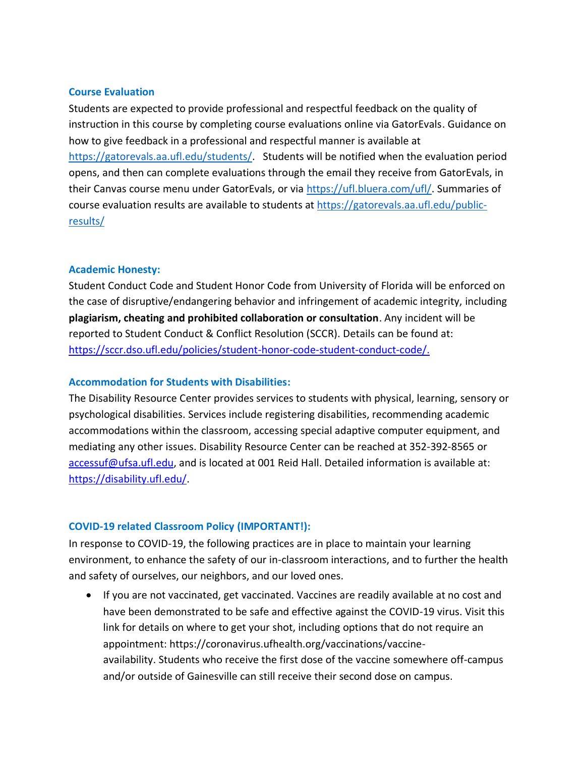### Course Evaluation

Students are expected to provide professional and respectful feedback on the quality of instruction in this course by completing course evaluations online via GatorEvals. Guidance on how to give feedback in a professional and respectful manner is available at https://gatorevals.aa.ufl.edu/students/. Students will be notified when the evaluation period opens, and then can complete evaluations through the email they receive from GatorEvals, in their Canvas course menu under GatorEvals, or via https://ufl.bluera.com/ufl/. Summaries of course evaluation results are available to students at https://gatorevals.aa.ufl.edu/public-results/

### Academic Honesty:

Student Conduct Code and Student Honor Code from University of Florida will be enforced on the case of disruptive/endangering behavior and infringement of academic integrity, including **plagiarism, cheating and prohibited collaboration or consultation**. Any incident will be reported to Student Conduct & Conflict Resolution (SCCR). Details can be found at: https://sccr.dso.ufl.edu/policies/student-honor-code-student-conduct-code/.

### Accommodation for Students with Disabilities:

The Disability Resource Center provides services to students with physical, learning, sensory or psychological disabilities. Services include registering disabilities, recommending academic accommodations within the classroom, accessing special adaptive computer equipment, and mediating any other issues. Disability Resource Center can be reached at 352-392-8565 or accessuf@ufsa.ufl.edu, and is located at 001 Reid Hall. Detailed information is available at: https://disability.ufl.edu/.

### COVID-19 related Classroom Policy (IMPORTANT!):

In response to COVID-19, the following practices are in place to maintain your learning environment, to enhance the safety of our in-classroom interactions, and to further the health and safety of ourselves, our neighbors, and our loved ones.

- If you are not vaccinated, get vaccinated. Vaccines are readily available at no cost and have been demonstrated to be safe and effective against the COVID-19 virus. Visit this link for details on where to get your shot, including options that do not require an appointment: https://coronavirus.ufhealth.org/vaccinations/vaccine-availability. Students who receive the first dose of the vaccine somewhere off-campus and/or outside of Gainesville can still receive their second dose on campus.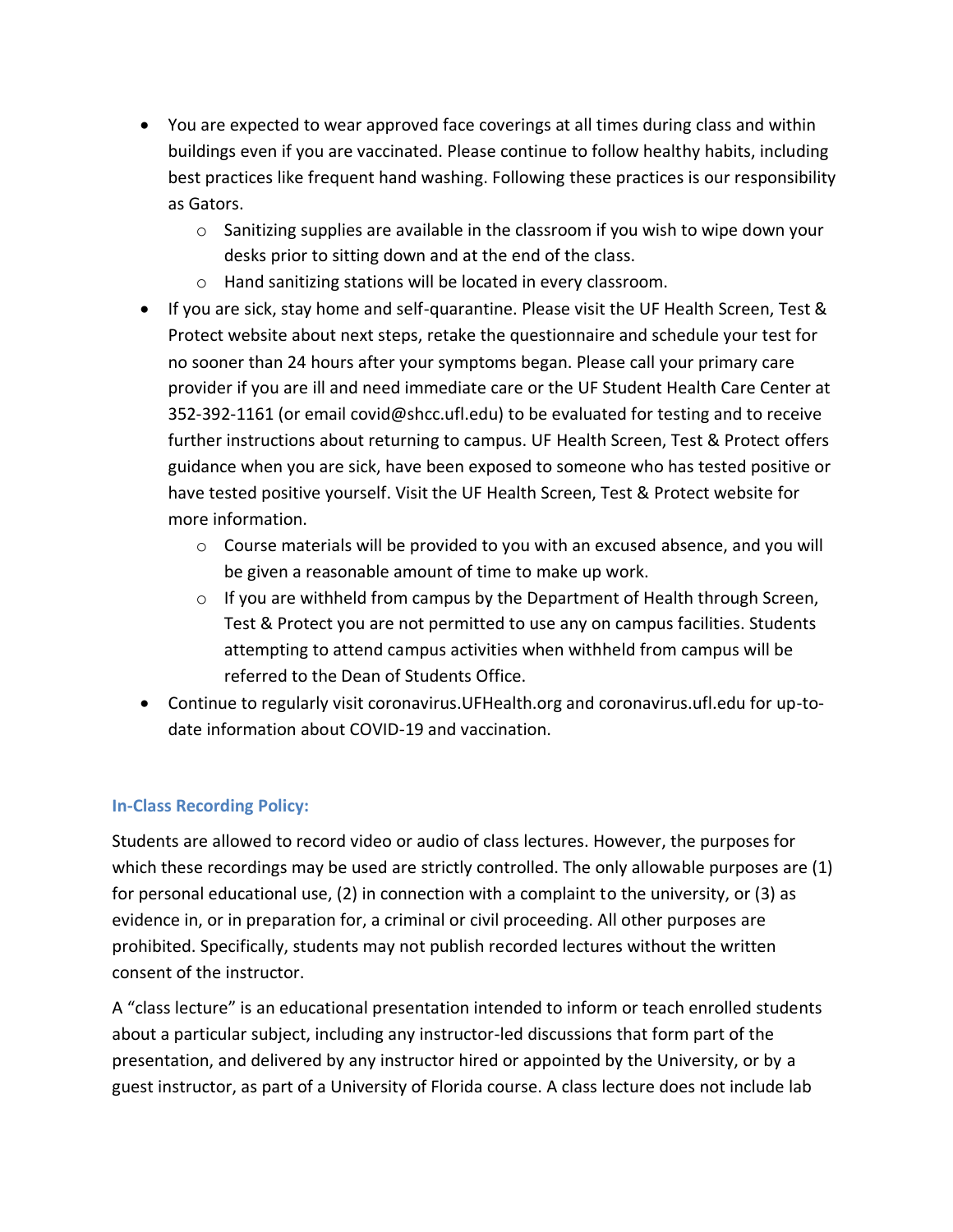- You are expected to wear approved face coverings at all times during class and within buildings even if you are vaccinated. Please continue to follow healthy habits, including best practices like frequent hand washing. Following these practices is our responsibility as Gators.
    - Sanitizing supplies are available in the classroom if you wish to wipe down your desks prior to sitting down and at the end of the class.
    - Hand sanitizing stations will be located in every classroom.
- If you are sick, stay home and self-quarantine. Please visit the UF Health Screen, Test & Protect website about next steps, retake the questionnaire and schedule your test for no sooner than 24 hours after your symptoms began. Please call your primary care provider if you are ill and need immediate care or the UF Student Health Care Center at 352-392-1161 (or email covid@shcc.ufl.edu) to be evaluated for testing and to receive further instructions about returning to campus. UF Health Screen, Test & Protect offers guidance when you are sick, have been exposed to someone who has tested positive or have tested positive yourself. Visit the UF Health Screen, Test & Protect website for more information.
    - Course materials will be provided to you with an excused absence, and you will be given a reasonable amount of time to make up work.
    - If you are withheld from campus by the Department of Health through Screen, Test & Protect you are not permitted to use any on campus facilities. Students attempting to attend campus activities when withheld from campus will be referred to the Dean of Students Office.
- Continue to regularly visit coronavirus.UFHealth.org and coronavirus.ufl.edu for up-to-date information about COVID-19 and vaccination.

### In-Class Recording Policy:

Students are allowed to record video or audio of class lectures. However, the purposes for which these recordings may be used are strictly controlled. The only allowable purposes are (1) for personal educational use, (2) in connection with a complaint to the university, or (3) as evidence in, or in preparation for, a criminal or civil proceeding. All other purposes are prohibited. Specifically, students may not publish recorded lectures without the written consent of the instructor.

A "class lecture" is an educational presentation intended to inform or teach enrolled students about a particular subject, including any instructor-led discussions that form part of the presentation, and delivered by any instructor hired or appointed by the University, or by a guest instructor, as part of a University of Florida course. A class lecture does not include lab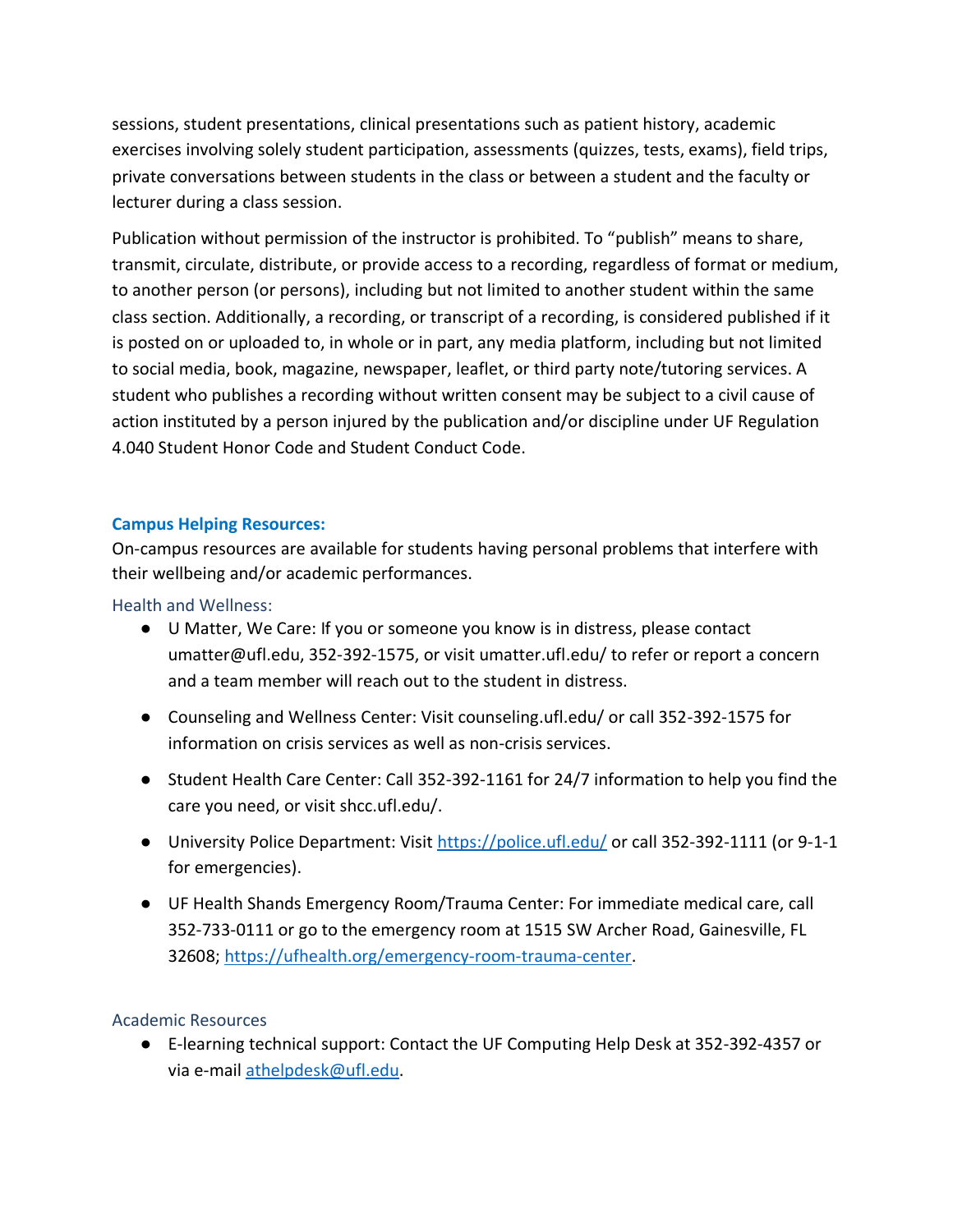sessions, student presentations, clinical presentations such as patient history, academic exercises involving solely student participation, assessments (quizzes, tests, exams), field trips, private conversations between students in the class or between a student and the faculty or lecturer during a class session.

Publication without permission of the instructor is prohibited. To "publish" means to share, transmit, circulate, distribute, or provide access to a recording, regardless of format or medium, to another person (or persons), including but not limited to another student within the same class section. Additionally, a recording, or transcript of a recording, is considered published if it is posted on or uploaded to, in whole or in part, any media platform, including but not limited to social media, book, magazine, newspaper, leaflet, or third party note/tutoring services. A student who publishes a recording without written consent may be subject to a civil cause of action instituted by a person injured by the publication and/or discipline under UF Regulation 4.040 Student Honor Code and Student Conduct Code.

## Campus Helping Resources:

On-campus resources are available for students having personal problems that interfere with their wellbeing and/or academic performances.

### Health and Wellness:

- U Matter, We Care: If you or someone you know is in distress, please contact umatter@ufl.edu, 352-392-1575, or visit umatter.ufl.edu/ to refer or report a concern and a team member will reach out to the student in distress.
- Counseling and Wellness Center: Visit counseling.ufl.edu/ or call 352-392-1575 for information on crisis services as well as non-crisis services.
- Student Health Care Center: Call 352-392-1161 for 24/7 information to help you find the care you need, or visit shcc.ufl.edu/.
- University Police Department: Visit https://police.ufl.edu/ or call 352-392-1111 (or 9-1-1 for emergencies).
- UF Health Shands Emergency Room/Trauma Center: For immediate medical care, call 352-733-0111 or go to the emergency room at 1515 SW Archer Road, Gainesville, FL 32608; https://ufhealth.org/emergency-room-trauma-center.

### Academic Resources

- E-learning technical support: Contact the UF Computing Help Desk at 352-392-4357 or via e-mail athelpdesk@ufl.edu.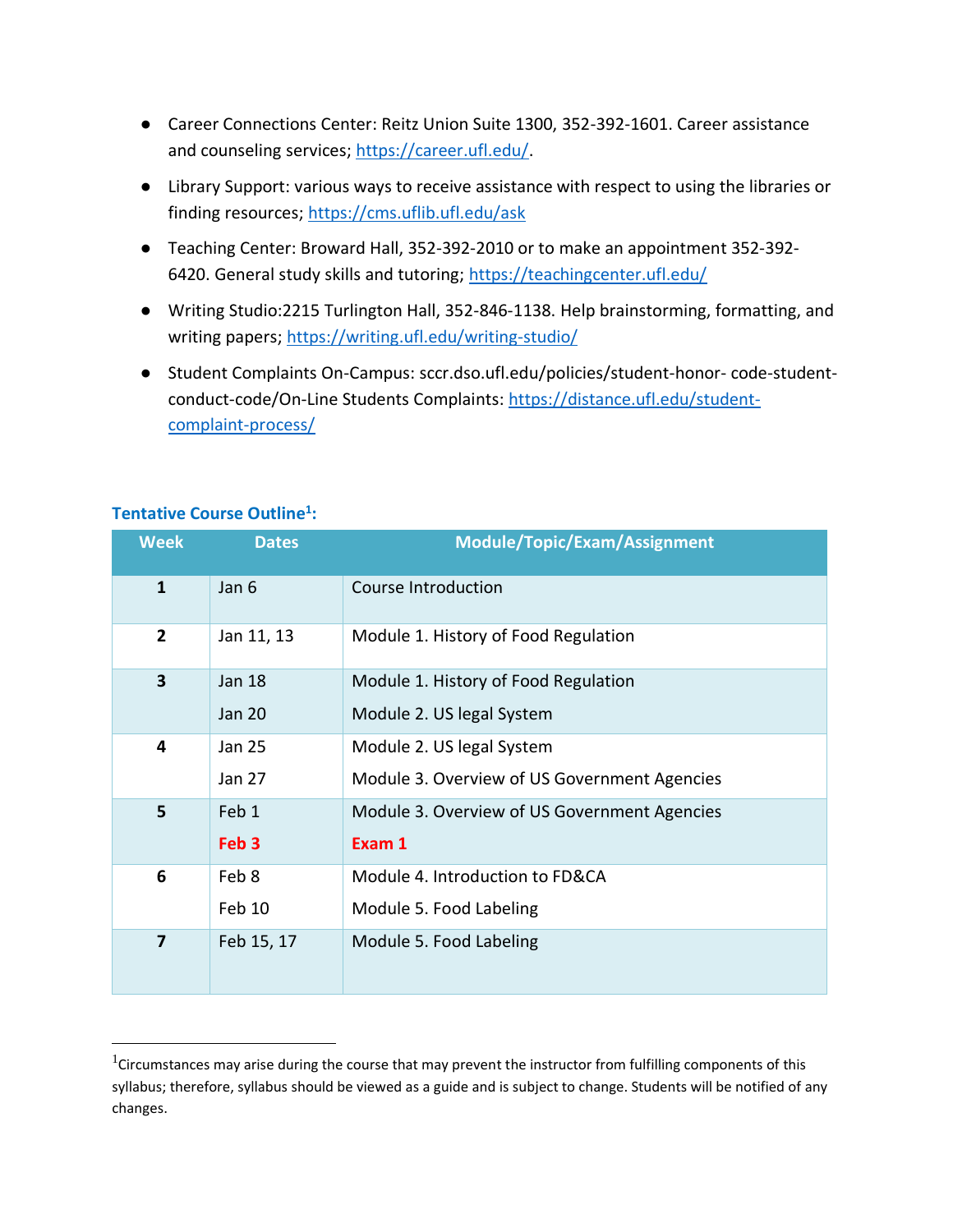- Career Connections Center: Reitz Union Suite 1300, 352-392-1601. Career assistance and counseling services; https://career.ufl.edu/.
- Library Support: various ways to receive assistance with respect to using the libraries or finding resources; https://cms.uflib.ufl.edu/ask
- Teaching Center: Broward Hall, 352-392-2010 or to make an appointment 352-392-6420. General study skills and tutoring; https://teachingcenter.ufl.edu/
- Writing Studio:2215 Turlington Hall, 352-846-1138. Help brainstorming, formatting, and writing papers; https://writing.ufl.edu/writing-studio/
- Student Complaints On-Campus: sccr.dso.ufl.edu/policies/student-honor- code-student-conduct-code/On-Line Students Complaints: https://distance.ufl.edu/student-complaint-process/

### Tentative Course Outline[1]:

| Week | Dates | Module/Topic/Exam/Assignment |
|---|---|---|
| **1** | Jan 6 | Course Introduction |
| **2** | Jan 11, 13 | Module 1. History of Food Regulation |
| **3** | Jan 18<br>Jan 20 | Module 1. History of Food Regulation<br>Module 2. US legal System |
| **4** | Jan 25<br>Jan 27 | Module 2. US legal System<br>Module 3. Overview of US Government Agencies |
| **5** | Feb 1<br>**Feb 3** | Module 3. Overview of US Government Agencies<br>**Exam 1** |
| **6** | Feb 8<br>Feb 10 | Module 4. Introduction to FD&CA<br>Module 5. Food Labeling |
| **7** | Feb 15, 17 | Module 5. Food Labeling |

[1]Circumstances may arise during the course that may prevent the instructor from fulfilling components of this syllabus; therefore, syllabus should be viewed as a guide and is subject to change. Students will be notified of any changes.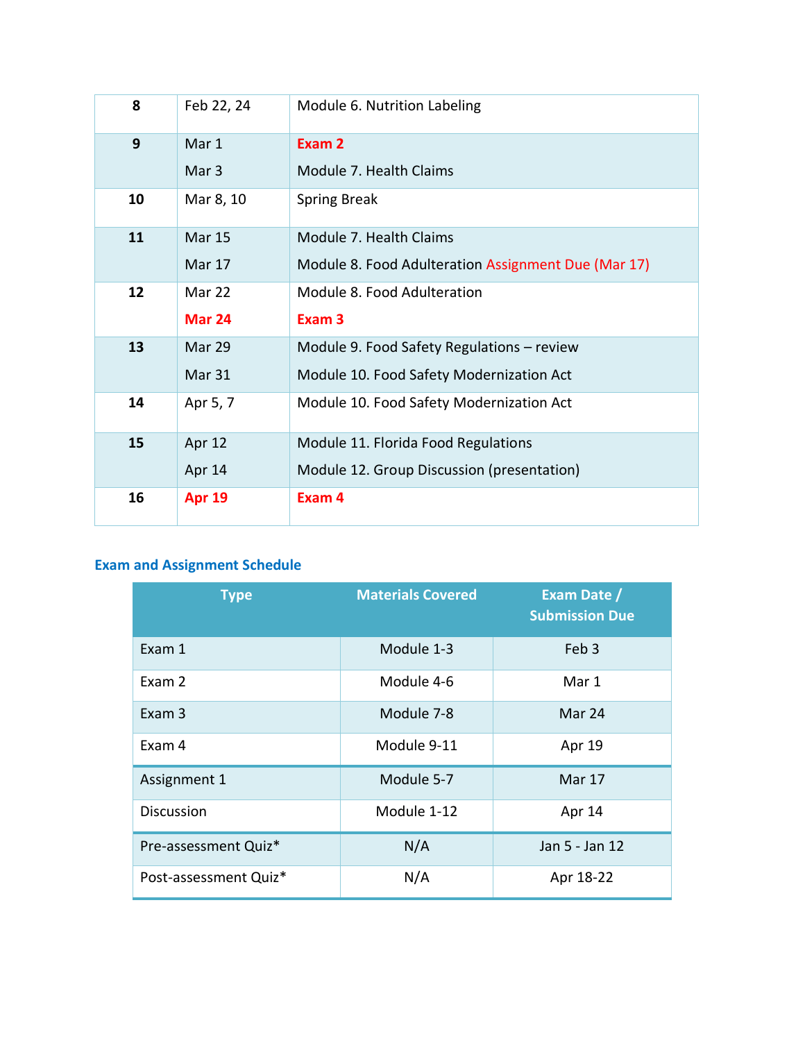| | | |
|---|---|---|
| **8** | Feb 22, 24 | Module 6. Nutrition Labeling |
| **9** | Mar 1<br>Mar 3 | **Exam 2**<br>Module 7. Health Claims |
| **10** | Mar 8, 10 | Spring Break |
| **11** | Mar 15<br>Mar 17 | Module 7. Health Claims<br>Module 8. Food Adulteration Assignment Due (Mar 17) |
| **12** | Mar 22<br>**Mar 24** | Module 8. Food Adulteration<br>**Exam 3** |
| **13** | Mar 29<br>Mar 31 | Module 9. Food Safety Regulations – review<br>Module 10. Food Safety Modernization Act |
| **14** | Apr 5, 7 | Module 10. Food Safety Modernization Act |
| **15** | Apr 12<br>Apr 14 | Module 11. Florida Food Regulations<br>Module 12. Group Discussion (presentation) |
| **16** | **Apr 19** | **Exam 4** |

## Exam and Assignment Schedule

| Type | Materials Covered | Exam Date / Submission Due |
|---|---|---|
| Exam 1 | Module 1-3 | Feb 3 |
| Exam 2 | Module 4-6 | Mar 1 |
| Exam 3 | Module 7-8 | Mar 24 |
| Exam 4 | Module 9-11 | Apr 19 |
| Assignment 1 | Module 5-7 | Mar 17 |
| Discussion | Module 1-12 | Apr 14 |
| Pre-assessment Quiz* | N/A | Jan 5 - Jan 12 |
| Post-assessment Quiz* | N/A | Apr 18-22 |